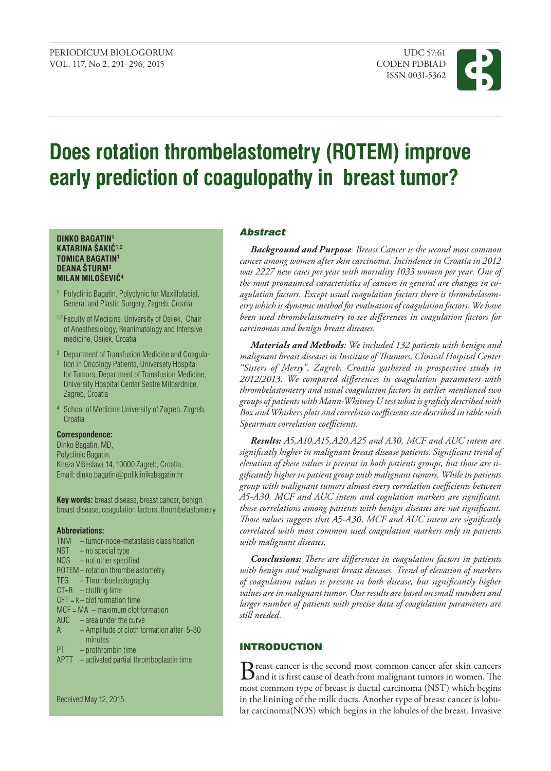# Does rotation thrombelastometry (ROTEM) improve early prediction of coagulopathy in breast tumor?

**DINKO BAGATIN[1]**
**KATARINA ŠAKIĆ[1,2]**
**TOMICA BAGATIN[1]**
**DEANA ŠTURM[3]**
**MILAN MILOŠEVIĆ[4]**

[1] Polyclinic Bagatin, Polyclynic for Maxillofacial, General and Plastic Surgery, Zagreb, Croatia

[1,2] Faculty of Medicine University of Osijek, Chair of Anesthesiology, Reanimatology and Intensive medicine, Osijek, Croatia

[3] Department of Transfusion Medicine and Coagulation in Oncology Patients, Universety Hospital for Tumors, Department of Transfusion Medicine, University Hospital Center Sestre Milosrdnice, Zagreb, Croatia

[4] School of Medicine University of Zagreb, Zagreb, Croatia

**Correspondence:**
Dinko Bagatin, MD,
Polyclinic Bagatin.
Kneza Višeslava 14, 10000 Zagreb, Croatia,
Email: dinko.bagatin@poliklinikabagatin.hr

**Key words:** breast disease, breast cancer, benign breast disease, coagulation factors, thrombelastometry

**Abbreviations:**
- TNM – tumor-node-metastasis classification
- NST – no special type
- NOS – not other specified
- ROTEM – rotation thrombelastometry
- TEG – Thromboelastography
- CT=R – clotting time
- CFT = k – clot formation time
- MCF = MA – maximum clot formation
- AUC – area under the curve
- A – Amplitude of cloth formation after 5-30 minutes
- PT – prothrombin time
- APTT – activated partial thromboplastin time

Received May 12, 2015.

## Abstract

***Background and Purpose**: Breast Cancer is the second most common cancer among women after skin carcinoma. Incindence in Croatia in 2012 was 2227 new cases per year with mortality 1033 women per year. One of the most pronaunced caracteristics of cancers in general are changes in coagulation factors. Except usual coagulation factors there is thrombelasometry which is dynamic method for evaluation of coagulation factors. We have been used thrombelastometry to see differences in coagulation factors for carcinomas and benign breast diseases.*

***Materials and Methods**: We included 132 patients with benign and malignant breast diseases in Institute of Thumors, Clinical Hospital Center "Sisters of Mersy", Zagreb, Croatia gathered in prospective study in 2012/2013. We compared differences in coagulation parameters with thrombelastometry and usual coagulation factors in earlier mentioned two groups of patients with Mann-Whitney U test what is graficly described with Box and Whiskers plots and correlatio coefficients are described in table with Spearman correlation coefficients.*

***Results:** A5,A10,A15,A20,A25 and A30, MCF and AUC intem are significatly higher in malignant breast disease patients. Significant trend of elevation of these values is present in both patients groups, but those are significantly higher in patient group with malignant tumors. While in patients group with malignant tumors almost every correlation coefficients between A5-A30, MCF and AUC intem and cogulation markers are significant, those correlations among patients with benign diseases are not significant. Those values suggests that A5-A30, MCF and AUC intem are significatly correlated with most common used coagulation markers only in patients with malignant diseases.*

***Conclusions:** There are differences in coagulation factors in patients with benign and malignant breast diseases. Trend of elevation of markers of coagulation values is present in both disease, but significantly higher values are in malignant tumor. Our results are based on small numbers and larger number of patients with precise data of coagulation parameters are still needed.*

## INTRODUCTION

Breast cancer is the second most common cancer afer skin cancers and it is first cause of death from malignant tumors in women. The most common type of breast is ductal carcinoma (NST) which begins in the lininig of the milk ducts. Another type of breast cancer is lobular carcinoma(NOS) which begins in the lobules of the breast. Invasive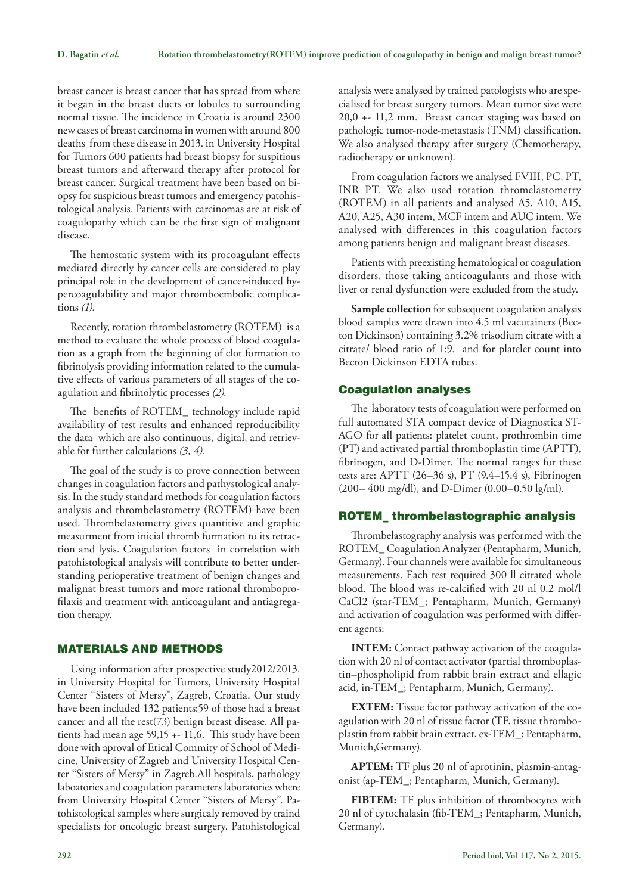breast cancer is breast cancer that has spread from where it began in the breast ducts or lobules to surrounding normal tissue. The incidence in Croatia is around 2300 new cases of breast carcinoma in women with around 800 deaths from these disease in 2013. in University Hospital for Tumors 600 patients had breast biopsy for suspitious breast tumors and afterward therapy after protocol for breast cancer. Surgical treatment have been based on biopsy for suspicious breast tumors and emergency patohistological analysis. Patients with carcinomas are at risk of coagulopathy which can be the first sign of malignant disease.

The hemostatic system with its procoagulant effects mediated directly by cancer cells are considered to play principal role in the development of cancer-induced hypercoagulability and major thromboembolic complications *(1).*

Recently, rotation thrombelastometry (ROTEM) is a method to evaluate the whole process of blood coagulation as a graph from the beginning of clot formation to fibrinolysis providing information related to the cumulative effects of various parameters of all stages of the coagulation and fibrinolytic processes *(2).*

The benefits of ROTEM_ technology include rapid availability of test results and enhanced reproducibility the data which are also continuous, digital, and retrievable for further calculations *(3, 4).*

The goal of the study is to prove connection between changes in coagulation factors and pathystological analysis. In the study standard methods for coagulation factors analysis and thrombelastometry (ROTEM) have been used. Thrombelastometry gives quantitive and graphic measurment from inicial thromb formation to its retraction and lysis. Coagulation factors in correlation with patohistological analysis will contribute to better understanding perioperative treatment of benign changes and malignat breast tumors and more rational thromboprofilaxis and treatment with anticoagulant and antiagregation therapy.

## MATERIALS AND METHODS

Using information after prospective study2012/2013. in University Hospital for Tumors, University Hospital Center "Sisters of Mersy", Zagreb, Croatia. Our study have been included 132 patients:59 of those had a breast cancer and all the rest(73) benign breast disease. All patients had mean age 59,15 +- 11,6. This study have been done with aproval of Etical Commity of School of Medicine, University of Zagreb and University Hospital Center "Sisters of Mersy" in Zagreb.All hospitals, pathology laboatories and coagulation parameters laboratories where from University Hospital Center "Sisters of Mersy". Patohistological samples where surgicaly removed by traind specialists for oncologic breast surgery. Patohistological analysis were analysed by trained patologists who are specialised for breast surgery tumors. Mean tumor size were 20,0 +- 11,2 mm. Breast cancer staging was based on pathologic tumor-node-metastasis (TNM) classification. We also analysed therapy after surgery (Chemotherapy, radiotherapy or unknown).

From coagulation factors we analysed FVIII, PC, PT, INR PT. We also used rotation thromelastometry (ROTEM) in all patients and analysed A5, A10, A15, A20, A25, A30 intem, MCF intem and AUC intem. We analysed with differences in this coagulation factors among patients benign and malignant breast diseases.

Patients with preexisting hematological or coagulation disorders, those taking anticoagulants and those with liver or renal dysfunction were excluded from the study.

**Sample collection** for subsequent coagulation analysis blood samples were drawn into 4.5 ml vacutainers (Becton Dickinson) containing 3.2% trisodium citrate with a citrate/ blood ratio of 1:9. and for platelet count into Becton Dickinson EDTA tubes.

### Coagulation analyses

The laboratory tests of coagulation were performed on full automated STA compact device of Diagnostica ST-AGO for all patients: platelet count, prothrombin time (PT) and activated partial thromboplastin time (APTT), fibrinogen, and D-Dimer. The normal ranges for these tests are: APTT (26–36 s), PT (9.4–15.4 s), Fibrinogen (200– 400 mg/dl), and D-Dimer (0.00–0.50 lg/ml).

### ROTEM_ thrombelastographic analysis

Thrombelastography analysis was performed with the ROTEM_ Coagulation Analyzer (Pentapharm, Munich, Germany). Four channels were available for simultaneous measurements. Each test required 300 ll citrated whole blood. The blood was re-calcified with 20 nl 0.2 mol/l $CaCl_2$ (star-TEM_; Pentapharm, Munich, Germany) and activation of coagulation was performed with different agents:

**INTEM:** Contact pathway activation of the coagulation with 20 nl of contact activator (partial thromboplastin–phospholipid from rabbit brain extract and ellagic acid, in-TEM_; Pentapharm, Munich, Germany).

**EXTEM:** Tissue factor pathway activation of the coagulation with 20 nl of tissue factor (TF, tissue thromboplastin from rabbit brain extract, ex-TEM_; Pentapharm, Munich,Germany).

**APTEM:** TF plus 20 nl of aprotinin, plasmin-antagonist (ap-TEM_; Pentapharm, Munich, Germany).

**FIBTEM:** TF plus inhibition of thrombocytes with 20 nl of cytochalasin (fib-TEM_; Pentapharm, Munich, Germany).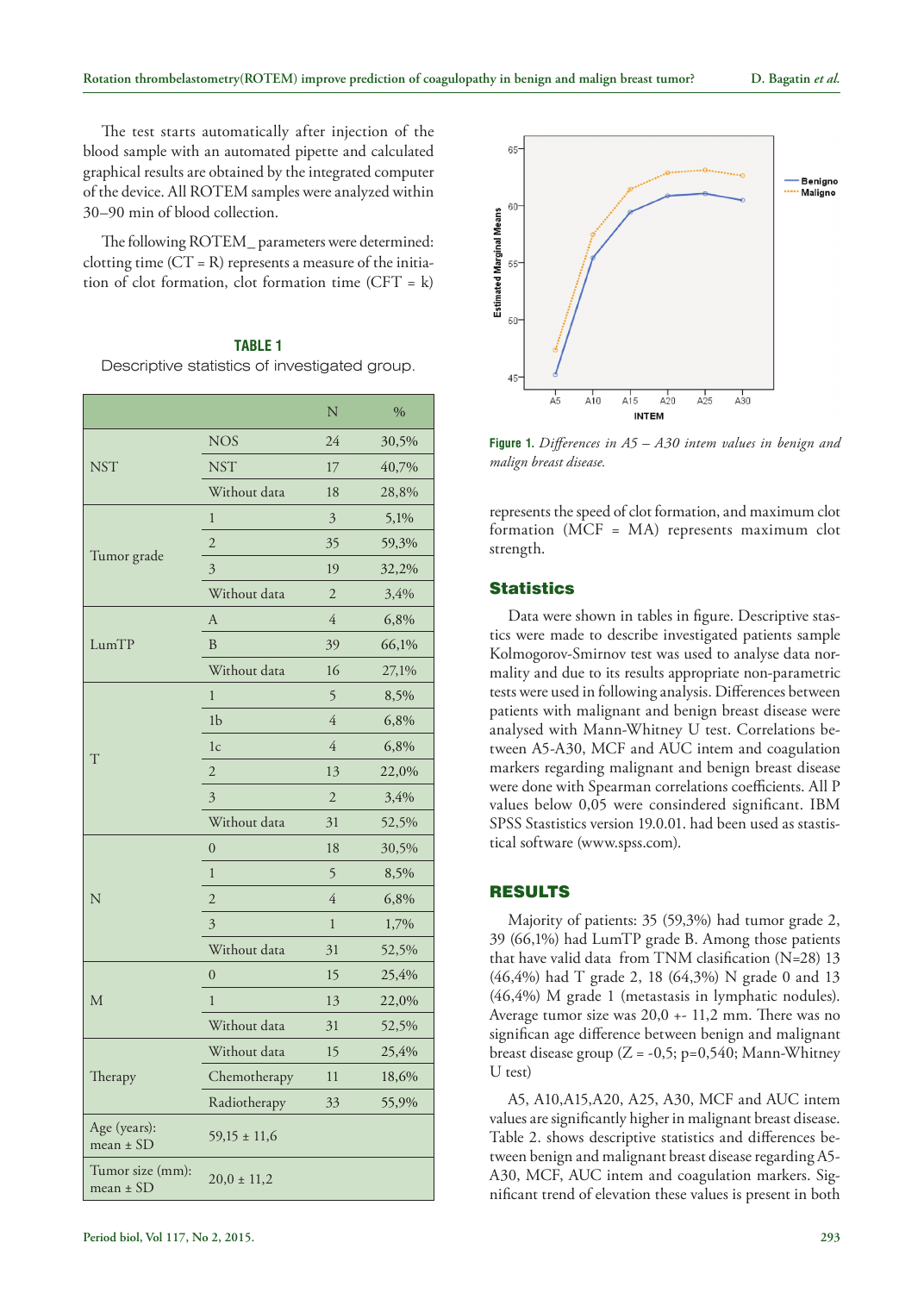The test starts automatically after injection of the blood sample with an automated pipette and calculated graphical results are obtained by the integrated computer of the device. All ROTEM samples were analyzed within 30–90 min of blood collection.

The following ROTEM_ parameters were determined: clotting time (CT = R) represents a measure of the initiation of clot formation, clot formation time (CFT = k) represents the speed of clot formation, and maximum clot formation (MCF = MA) represents maximum clot strength.

**TABLE 1**
Descriptive statistics of investigated group.

| | | N | % |
|---|---|---|---|
| NST | NOS | 24 | 30,5% |
| | NST | 17 | 40,7% |
| | Without data | 18 | 28,8% |
| Tumor grade | 1 | 3 | 5,1% |
| | 2 | 35 | 59,3% |
| | 3 | 19 | 32,2% |
| | Without data | 2 | 3,4% |
| LumTP | A | 4 | 6,8% |
| | B | 39 | 66,1% |
| | Without data | 16 | 27,1% |
| T | 1 | 5 | 8,5% |
| | 1b | 4 | 6,8% |
| | 1c | 4 | 6,8% |
| | 2 | 13 | 22,0% |
| | 3 | 2 | 3,4% |
| | Without data | 31 | 52,5% |
| N | 0 | 18 | 30,5% |
| | 1 | 5 | 8,5% |
| | 2 | 4 | 6,8% |
| | 3 | 1 | 1,7% |
| | Without data | 31 | 52,5% |
| M | 0 | 15 | 25,4% |
| | 1 | 13 | 22,0% |
| | Without data | 31 | 52,5% |
| Therapy | Without data | 15 | 25,4% |
| | Chemotherapy | 11 | 18,6% |
| | Radiotherapy | 33 | 55,9% |
| Age (years): mean ± SD | 59,15 ± 11,6 | | |
| Tumor size (mm): mean ± SD | 20,0 ± 11,2 | | |

**Figure 1.** *Differences in A5 – A30 intem values in benign and malign breast disease.*

## Statistics

Data were shown in tables in figure. Descriptive stastics were made to describe investigated patients sample Kolmogorov-Smirnov test was used to analyse data normality and due to its results appropriate non-parametric tests were used in following analysis. Differences between patients with malignant and benign breast disease were analysed with Mann-Whitney U test. Correlations between A5-A30, MCF and AUC intem and coagulation markers regarding malignant and benign breast disease were done with Spearman correlations coefficients. All P values below 0,05 were consindered significant. IBM SPSS Stasistics version 19.0.01. had been used as stastistical software (www.spss.com).

## RESULTS

Majority of patients: 35 (59,3%) had tumor grade 2, 39 (66,1%) had LumTP grade B. Among those patients that have valid data from TNM clasification (N=28) 13 (46,4%) had T grade 2, 18 (64,3%) N grade 0 and 13 (46,4%) M grade 1 (metastasis in lymphatic nodules). Average tumor size was 20,0 +- 11,2 mm. There was no significan age difference between benign and malignant breast disease group (Z = -0,5; p=0,540; Mann-Whitney U test)

A5, A10,A15,A20, A25, A30, MCF and AUC intem values are significantly higher in malignant breast disease. Table 2. shows descriptive statistics and differences between benign and malignant breast disease regarding A5-A30, MCF, AUC intem and coagulation markers. Significant trend of elevation these values is present in both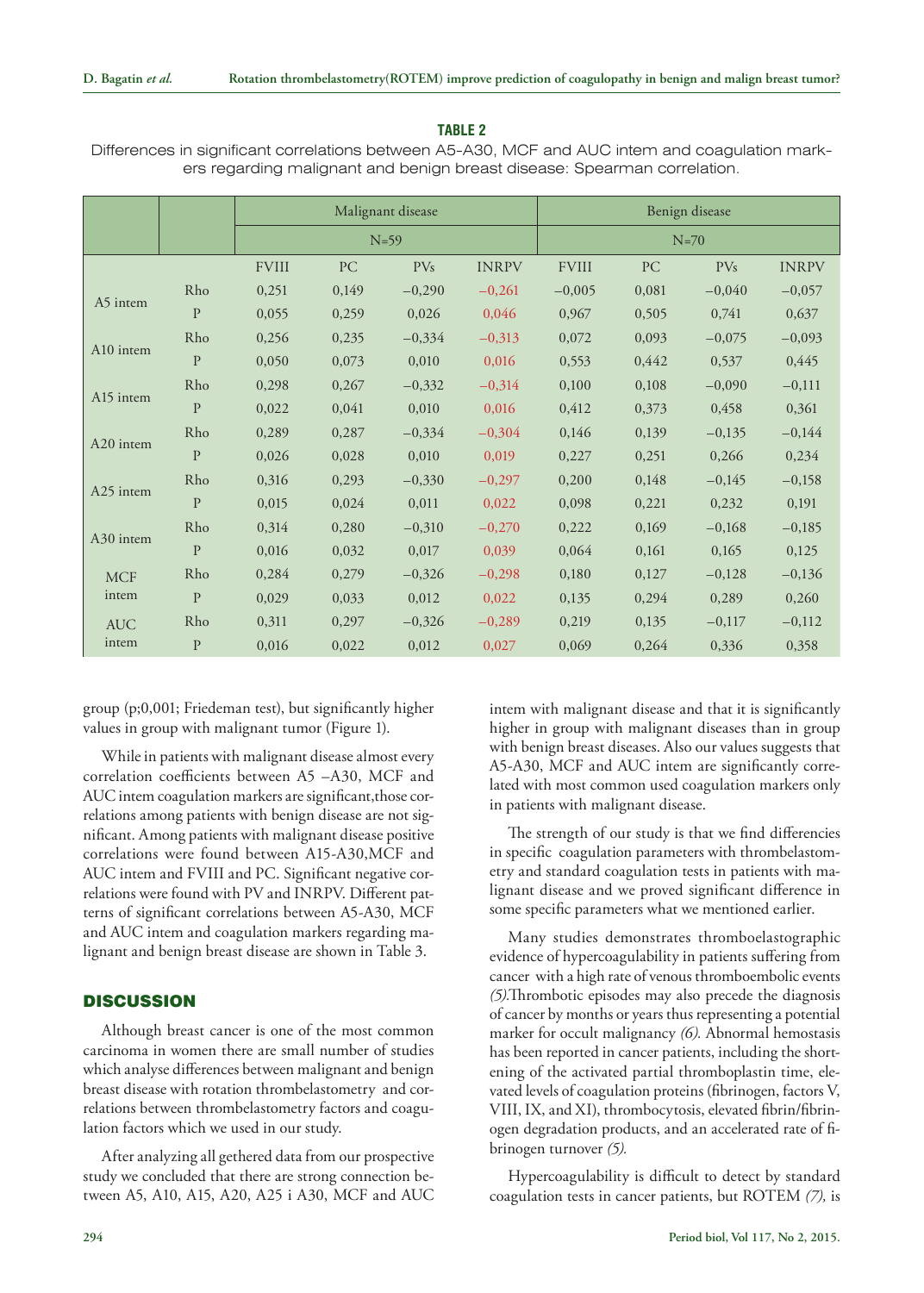**TABLE 2**

Differences in significant correlations between A5-A30, MCF and AUC intem and coagulation markers regarding malignant and benign breast disease: Spearman correlation.

| | | Malignant disease N=59 | | | | Benign disease N=70 | | | |
|---|---|---|---|---|---|---|---|---|---|
| | | FVIII | PC | PVs | INRPV | FVIII | PC | PVs | INRPV |
| A5 intem | Rho | 0,251 | 0,149 | −0,290 | −0,261 | −0,005 | 0,081 | −0,040 | −0,057 |
| | P | 0,055 | 0,259 | 0,026 | 0,046 | 0,967 | 0,505 | 0,741 | 0,637 |
| A10 intem | Rho | 0,256 | 0,235 | −0,334 | −0,313 | 0,072 | 0,093 | −0,075 | −0,093 |
| | P | 0,050 | 0,073 | 0,010 | 0,016 | 0,553 | 0,442 | 0,537 | 0,445 |
| A15 intem | Rho | 0,298 | 0,267 | −0,332 | −0,314 | 0,100 | 0,108 | −0,090 | −0,111 |
| | P | 0,022 | 0,041 | 0,010 | 0,016 | 0,412 | 0,373 | 0,458 | 0,361 |
| A20 intem | Rho | 0,289 | 0,287 | −0,334 | −0,304 | 0,146 | 0,139 | −0,135 | −0,144 |
| | P | 0,026 | 0,028 | 0,010 | 0,019 | 0,227 | 0,251 | 0,266 | 0,234 |
| A25 intem | Rho | 0,316 | 0,293 | −0,330 | −0,297 | 0,200 | 0,148 | −0,145 | −0,158 |
| | P | 0,015 | 0,024 | 0,011 | 0,022 | 0,098 | 0,221 | 0,232 | 0,191 |
| A30 intem | Rho | 0,314 | 0,280 | −0,310 | −0,270 | 0,222 | 0,169 | −0,168 | −0,185 |
| | P | 0,016 | 0,032 | 0,017 | 0,039 | 0,064 | 0,161 | 0,165 | 0,125 |
| MCF intem | Rho | 0,284 | 0,279 | −0,326 | −0,298 | 0,180 | 0,127 | −0,128 | −0,136 |
| | P | 0,029 | 0,033 | 0,012 | 0,022 | 0,135 | 0,294 | 0,289 | 0,260 |
| AUC intem | Rho | 0,311 | 0,297 | −0,326 | −0,289 | 0,219 | 0,135 | −0,117 | −0,112 |
| | P | 0,016 | 0,022 | 0,012 | 0,027 | 0,069 | 0,264 | 0,336 | 0,358 |

group (p;0,001; Friedeman test), but significantly higher values in group with malignant tumor (Figure 1).

While in patients with malignant disease almost every correlation coefficients between A5 –A30, MCF and AUC intem coagulation markers are significant,those correlations among patients with benign disease are not significant. Among patients with malignant disease positive correlations were found between A15-A30,MCF and AUC intem and FVIII and PC. Significant negative correlations were found with PV and INRPV. Different patterns of significant correlations between A5-A30, MCF and AUC intem and coagulation markers regarding malignant and benign breast disease are shown in Table 3.

## DISCUSSION

Although breast cancer is one of the most common carcinoma in women there are small number of studies which analyse differences between malignant and benign breast disease with rotation thrombelastometry and correlations between thrombelastometry factors and coagulation factors which we used in our study.

After analyzing all gethered data from our prospective study we concluded that there are strong connection between A5, A10, A15, A20, A25 i A30, MCF and AUC intem with malignant disease and that it is significantly higher in group with malignant diseases than in group with benign breast diseases. Also our values suggests that A5-A30, MCF and AUC intem are significantly correlated with most common used coagulation markers only in patients with malignant disease.

The strength of our study is that we find differencies in specific coagulation parameters with thrombelastometry and standard coagulation tests in patients with malignant disease and we proved significant difference in some specific parameters what we mentioned earlier.

Many studies demonstrates thromboelastographic evidence of hypercoagulability in patients suffering from cancer with a high rate of venous thromboembolic events *(5)*.Thrombotic episodes may also precede the diagnosis of cancer by months or years thus representing a potential marker for occult malignancy *(6)*. Abnormal hemostasis has been reported in cancer patients, including the shortening of the activated partial thromboplastin time, elevated levels of coagulation proteins (fibrinogen, factors V, VIII, IX, and XI), thrombocytosis, elevated fibrin/fibrinogen degradation products, and an accelerated rate of fibrinogen turnover *(5)*.

Hypercoagulability is difficult to detect by standard coagulation tests in cancer patients, but ROTEM *(7)*, is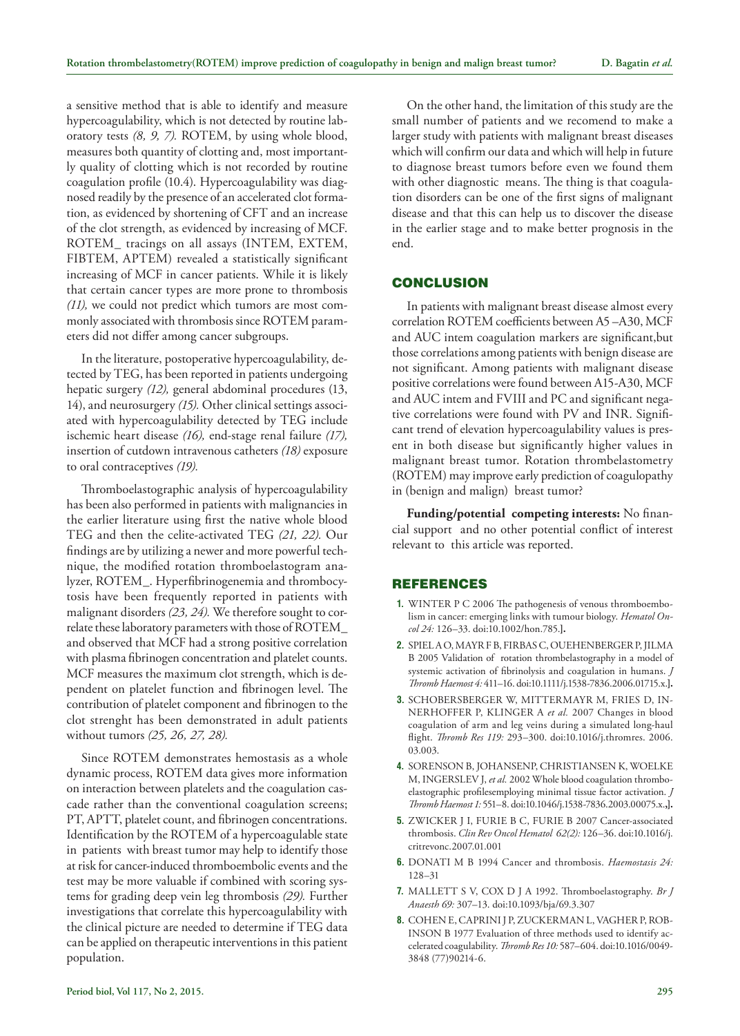a sensitive method that is able to identify and measure hypercoagulability, which is not detected by routine laboratory tests *(8, 9, 7).* ROTEM, by using whole blood, measures both quantity of clotting and, most importantly quality of clotting which is not recorded by routine coagulation profile (10.4). Hypercoagulability was diagnosed readily by the presence of an accelerated clot formation, as evidenced by shortening of CFT and an increase of the clot strength, as evidenced by increasing of MCF. ROTEM_ tracings on all assays (INTEM, EXTEM, FIBTEM, APTEM) revealed a statistically significant increasing of MCF in cancer patients. While it is likely that certain cancer types are more prone to thrombosis *(11),* we could not predict which tumors are most commonly associated with thrombosis since ROTEM parameters did not differ among cancer subgroups.

In the literature, postoperative hypercoagulability, detected by TEG, has been reported in patients undergoing hepatic surgery *(12),* general abdominal procedures (13, 14), and neurosurgery *(15).* Other clinical settings associated with hypercoagulability detected by TEG include ischemic heart disease *(16),* end-stage renal failure *(17),* insertion of cutdown intravenous catheters *(18)* exposure to oral contraceptives *(19).*

Thromboelastographic analysis of hypercoagulability has been also performed in patients with malignancies in the earlier literature using first the native whole blood TEG and then the celite-activated TEG *(21, 22).* Our findings are by utilizing a newer and more powerful technique, the modified rotation thromboelastogram analyzer, ROTEM_. Hyperfibrinogenemia and thrombocytosis have been frequently reported in patients with malignant disorders *(23, 24).* We therefore sought to correlate these laboratory parameters with those of ROTEM_ and observed that MCF had a strong positive correlation with plasma fibrinogen concentration and platelet counts. MCF measures the maximum clot strength, which is dependent on platelet function and fibrinogen level. The contribution of platelet component and fibrinogen to the clot strenght has been demonstrated in adult patients without tumors *(25, 26, 27, 28).*

Since ROTEM demonstrates hemostasis as a whole dynamic process, ROTEM data gives more information on interaction between platelets and the coagulation cascade rather than the conventional coagulation screens; PT, APTT, platelet count, and fibrinogen concentrations. Identification by the ROTEM of a hypercoagulable state in patients with breast tumor may help to identify those at risk for cancer-induced thromboembolic events and the test may be more valuable if combined with scoring systems for grading deep vein leg thrombosis *(29).* Further investigations that correlate this hypercoagulability with the clinical picture are needed to determine if TEG data can be applied on therapeutic interventions in this patient population.

On the other hand, the limitation of this study are the small number of patients and we recomend to make a larger study with patients with malignant breast diseases which will confirm our data and which will help in future to diagnose breast tumors before even we found them with other diagnostic means. The thing is that coagulation disorders can be one of the first signs of malignant disease and that this can help us to discover the disease in the earlier stage and to make better prognosis in the end.

## CONCLUSION

In patients with malignant breast disease almost every correlation ROTEM coefficients between A5 –A30, MCF and AUC intem coagulation markers are significant,but those correlations among patients with benign disease are not significant. Among patients with malignant disease positive correlations were found between A15-A30, MCF and AUC intem and FVIII and PC and significant negative correlations were found with PV and INR. Significant trend of elevation hypercoagulability values is present in both disease but significantly higher values in malignant breast tumor. Rotation thrombelastometry (ROTEM) may improve early prediction of coagulopathy in (benign and malign) breast tumor?

**Funding/potential competing interests:** No financial support and no other potential conflict of interest relevant to this article was reported.

## REFERENCES

1. WINTER P C 2006 The pathogenesis of venous thromboembolism in cancer: emerging links with tumour biology. *Hematol Oncol 24:* 126–33. doi:10.1002/hon.785.].
2. SPIEL A O, MAYR F B, FIRBAS C, OUEHENBERGER P, JILMA B 2005 Validation of rotation thrombelastography in a model of systemic activation of fibrinolysis and coagulation in humans. *J Thromb Haemost 4:* 411–16. doi:10.1111/j.1538-7836.2006.01715.x.].
3. SCHOBERSBERGER W, MITTERMAYR M, FRIES D, INNERHOFFER P, KLINGER A *et al.* 2007 Changes in blood coagulation of arm and leg veins during a simulated long-haul flight. *Thromb Res 119:* 293–300. doi:10.1016/j.thromres. 2006. 03.003.
4. SORENSON B, JOHANSENP, CHRISTIANSEN K, WOELKE M, INGERSLEV J, *et al.* 2002 Whole blood coagulation thromboelastographic profilesemploying minimal tissue factor activation. *J Thromb Haemost 1:* 551–8. doi:10.1046/j.1538-7836.2003.00075.x.,].
5. ZWICKER J I, FURIE B C, FURIE B 2007 Cancer-associated thrombosis. *Clin Rev Oncol Hematol 62(2):* 126–36. doi:10.1016/j.critrevonc.2007.01.001
6. DONATI M B 1994 Cancer and thrombosis. *Haemostasis 24:* 128–31
7. MALLETT S V, COX D J A 1992. Thromboelastography. *Br J Anaesth 69:* 307–13. doi:10.1093/bja/69.3.307
8. COHEN E, CAPRINI J P, ZUCKERMAN L, VAGHER P, ROBINSON B 1977 Evaluation of three methods used to identify accelerated coagulability. *Thromb Res 10:* 587–604. doi:10.1016/0049-3848 (77)90214-6.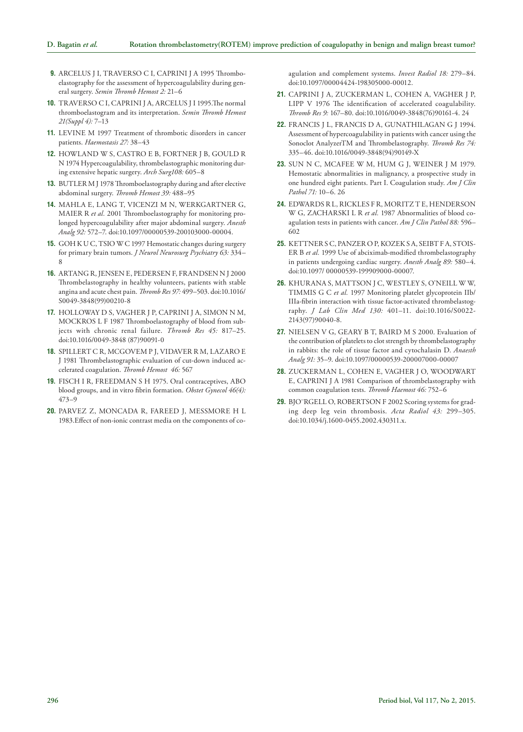9. ARCELUS J I, TRAVERSO C I, CAPRINI J A 1995 Thromboelastography for the assessment of hypercoagulability during general surgery. *Semin Thromb Hemost 2:* 21–6

10. TRAVERSO C I, CAPRINI J A, ARCELUS J I 1995.The normal thromboelastogram and its interpretation. *Semin Thromb Hemost 21(Suppl 4):* 7–13

11. LEVINE M 1997 Treatment of thrombotic disorders in cancer patients. *Haemostasis 27:* 38–43

12. HOWLAND W S, CASTRO E B, FORTNER J B, GOULD R N 1974 Hypercoagulability, thrombelastographic monitoring during extensive hepatic surgery. *Arch Surg108:* 605–8

13. BUTLER M J 1978 Thromboelastography during and after elective abdominal surgery. *Thromb Hemost 39:* 488–95

14. MAHLA E, LANG T, VICENZI M N, WERKGARTNER G, MAIER R *et al.* 2001 Thromboelastography for monitoring prolonged hypercoagulability after major abdominal surgery. *Anesth Analg 92:* 572–7. doi:10.1097/00000539-200103000-00004.

15. GOH K U C, TSIO W C 1997 Hemostatic changes during surgery for primary brain tumors. *J Neurol Neurosurg Psychiatry 63:* 334–8

16. ARTANG R, JENSEN E, PEDERSEN F, FRANDSEN N J 2000 Thrombelastography in healthy volunteers, patients with stable angina and acute chest pain. *Thromb Res 97:* 499–503. doi:10.1016/S0049-3848(99)00210-8

17. HOLLOWAY D S, VAGHER J P, CAPRINI J A, SIMON N M, MOCKROS L F 1987 Thromboelastography of blood from subjects with chronic renal failure. *Thromb Res 45:* 817–25. doi:10.1016/0049-3848 (87)90091-0

18. SPILLERT C R, MCGOVEM P J, VIDAVER R M, LAZARO E J 1981 Thrombelastographic evaluation of cut-down induced accelerated coagulation. *Thromb Hemost 46:* 567

19. FISCH I R, FREEDMAN S H 1975. Oral contraceptives, ABO blood groups, and in vitro fibrin formation. *Obstet Gynecol 46(4):* 473–9

20. PARVEZ Z, MONCADA R, FAREED J, MESSMORE H L 1983.Effect of non-ionic contrast media on the components of coagulation and complement systems. *Invest Radiol 18:* 279–84. doi:10.1097/00004424-198305000-00012.

21. CAPRINI J A, ZUCKERMAN L, COHEN A, VAGHER J P, LIPP V 1976 The identification of accelerated coagulability. *Thromb Res 9:* 167–80. doi:10.1016/0049-3848(76)90161-4. 24

22. FRANCIS J L, FRANCIS D A, GUNATHILAGAN G J 1994. Assessment of hypercoagulability in patients with cancer using the Sonoclot AnalyzerTM and Thrombelastography. *Thromb Res 74:* 335–46. doi:10.1016/0049-3848(94)90149-X

23. SUN N C, MCAFEE W M, HUM G J, WEINER J M 1979. Hemostatic abnormalities in malignancy, a prospective study in one hundred eight patients. Part I. Coagulation study. *Am J Clin Pathol 71:* 10–6. 26

24. EDWARDS R L, RICKLES F R, MORITZ T E, HENDERSON W G, ZACHARSKI L R *et al.* 1987 Abnormalities of blood coagulation tests in patients with cancer. *Am J Clin Pathol 88:* 596–602

25. KETTNER S C, PANZER O P, KOZEK S A, SEIBT F A, STOISER B *et al.* 1999 Use of abciximab-modified thrombelastography in patients undergoing cardiac surgery. *Anesth Analg 89:* 580–4. doi:10.1097/ 00000539-199909000-00007.

26. KHURANA S, MATTSON J C, WESTLEY S, O'NEILL W W, TIMMIS G C *et al.* 1997 Monitoring platelet glycoprotein IIb/IIIa-fibrin interaction with tissue factor-activated thrombelastography. *J Lab Clin Med 130:* 401–11. doi:10.1016/S0022-2143(97)90040-8.

27. NIELSEN V G, GEARY B T, BAIRD M S 2000. Evaluation of the contribution of platelets to clot strength by thrombelastography in rabbits: the role of tissue factor and cytochalasin D. *Anaesth Analg 91:* 35–9. doi:10.1097/00000539-200007000-00007

28. ZUCKERMAN L, COHEN E, VAGHER J O, WOODWART E, CAPRINI J A 1981 Comparison of thrombelastography with common coagulation tests. *Thromb Haemost 46:* 752–6

29. BJO¨RGELL O, ROBERTSON F 2002 Scoring systems for grading deep leg vein thrombosis. *Acta Radiol 43:* 299–305. doi:10.1034/j.1600-0455.2002.430311.x.